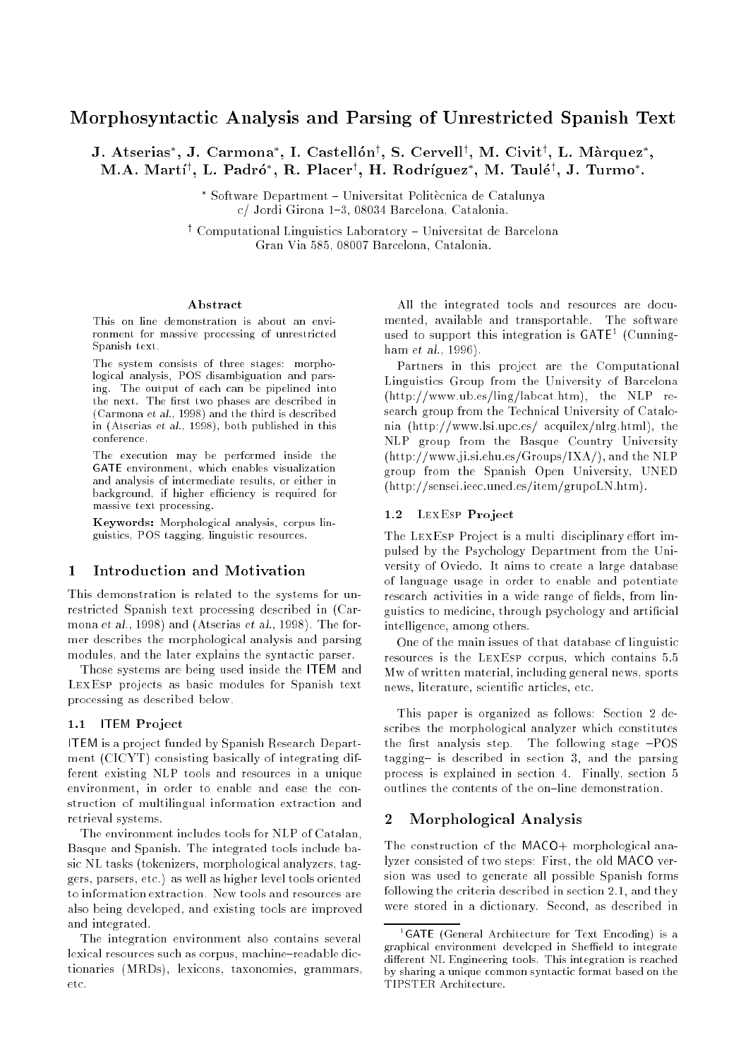# Morphosyntactic Analysis and Parsing of Unrestricted Spanish Text

**J. Atserias[*], J. Carmona[*], I. Castellón[†], S. Cervell[†], M. Civit[†], L. Màrquez[*], M.A. Martí[†], L. Padró[*], R. Placer[†], H. Rodríguez[*], M. Taulé[†], J. Turmo[*].**

[*] Software Department – Universitat Politècnica de Catalunya
c/ Jordi Girona 1–3, 08034 Barcelona, Catalonia.

[†] Computational Linguistics Laboratory – Universitat de Barcelona
Gran Via 585, 08007 Barcelona, Catalonia.

## Abstract

This on line demonstration is about an environment for massive processing of unrestricted Spanish text.

The system consists of three stages: morphological analysis, POS disambiguation and parsing. The output of each can be pipelined into the next. The first two phases are described in (Carmona *et al.*, 1998) and the third is described in (Atserias *et al.*, 1998), both published in this conference.

The execution may be performed inside the GATE environment, which enables visualization and analysis of intermediate results, or either in background, if higher efficiency is required for massive text processing.

**Keywords:** Morphological analysis, corpus linguistics, POS tagging, linguistic resources.

## 1 Introduction and Motivation

This demonstration is related to the systems for unrestricted Spanish text processing described in (Carmona *et al.*, 1998) and (Atserias *et al.*, 1998). The former describes the morphological analysis and parsing modules, and the later explains the syntactic parser.

Those systems are being used inside the ITEM and LexEsp projects as basic modules for Spanish text processing as described below.

### 1.1 ITEM Project

ITEM is a project funded by Spanish Research Department (CICYT) consisting basically of integrating different existing NLP tools and resources in a unique environment, in order to enable and ease the construction of multilingual information extraction and retrieval systems.

The environment includes tools for NLP of Catalan, Basque and Spanish. The integrated tools include basic NL tasks (tokenizers, morphological analyzers, taggers, parsers, etc.) as well as higher level tools oriented to information extraction. New tools and resources are also being developed, and existing tools are improved and integrated.

The integration environment also contains several lexical resources such as corpus, machine–readable dictionaries (MRDs), lexicons, taxonomies, grammars, etc.

All the integrated tools and resources are documented, available and transportable. The software used to support this integration is GATE[1] (Cunningham *et al.*, 1996).

Partners in this project are the Computational Linguistics Group from the University of Barcelona (http://www.ub.es/ling/labcat.htm), the NLP research group from the Technical University of Catalonia (http://www.lsi.upc.es/ acquilex/nlrg.html), the NLP group from the Basque Country University (http://www.ji.si.ehu.es/Groups/IXA/), and the NLP group from the Spanish Open University, UNED (http://sensei.ieec.uned.es/item/grupoLN.htm).

### 1.2 LexEsp Project

The LexEsp Project is a multi disciplinary effort impulsed by the Psychology Department from the University of Oviedo. It aims to create a large database of language usage in order to enable and potentiate research activities in a wide range of fields, from linguistics to medicine, through psychology and artificial intelligence, among others.

One of the main issues of that database of linguistic resources is the LexEsp corpus, which contains 5.5 Mw of written material, including general news, sports news, literature, scientific articles, etc.

This paper is organized as follows: Section 2 describes the morphological analyzer which constitutes the first analysis step. The following stage –POS tagging– is described in section 3, and the parsing process is explained in section 4. Finally, section 5 outlines the contents of the on–line demonstration.

## 2 Morphological Analysis

The construction of the MACO+ morphological analyzer consisted of two steps: First, the old MACO version was used to generate all possible Spanish forms following the criteria described in section 2.1, and they were stored in a dictionary. Second, as described in

[1] GATE (General Architecture for Text Encoding) is a graphical environment developed in Sheffield to integrate different NL Engineering tools. This integration is reached by sharing a unique common syntactic format based on the TIPSTER Architecture.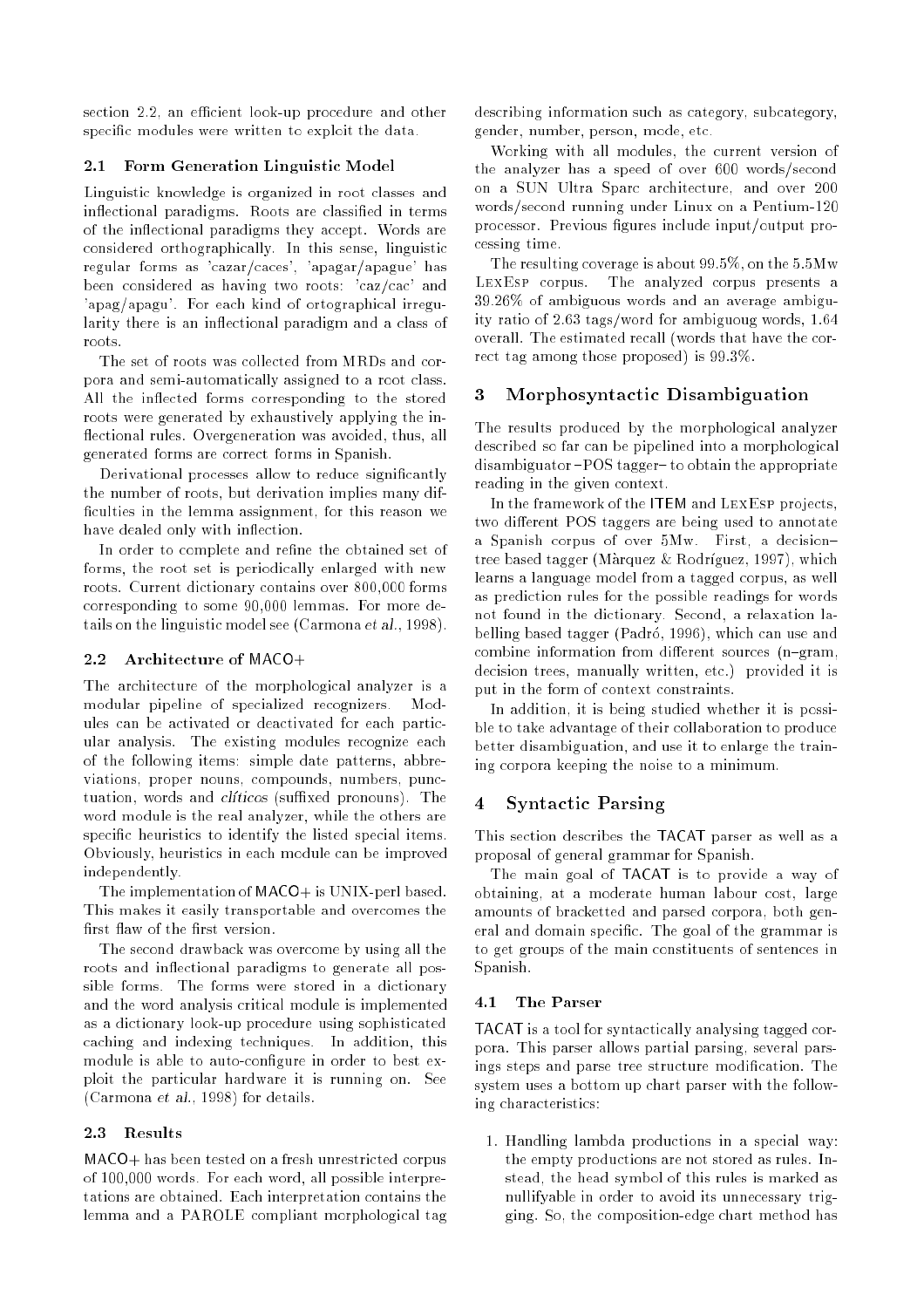section 2.2, an efficient look-up procedure and other specific modules were written to exploit the data.

### 2.1 Form Generation Linguistic Model

Linguistic knowledge is organized in root classes and inflectional paradigms. Roots are classified in terms of the inflectional paradigms they accept. Words are considered orthographically. In this sense, linguistic regular forms as 'cazar/caces', 'apagar/apague' has been considered as having two roots: 'caz/cac' and 'apag/apagu'. For each kind of ortographical irregularity there is an inflectional paradigm and a class of roots.

The set of roots was collected from MRDs and corpora and semi-automatically assigned to a root class. All the inflected forms corresponding to the stored roots were generated by exhaustively applying the inflectional rules. Overgeneration was avoided, thus, all generated forms are correct forms in Spanish.

Derivational processes allow to reduce significantly the number of roots, but derivation implies many difficulties in the lemma assignment, for this reason we have dealed only with inflection.

In order to complete and refine the obtained set of forms, the root set is periodically enlarged with new roots. Current dictionary contains over 800,000 forms corresponding to some 90,000 lemmas. For more details on the linguistic model see (Carmona *et al.*, 1998).

### 2.2 Architecture of MACO+

The architecture of the morphological analyzer is a modular pipeline of specialized recognizers. Modules can be activated or deactivated for each particular analysis. The existing modules recognize each of the following items: simple date patterns, abbreviations, proper nouns, compounds, numbers, punctuation, words and *clíticos* (suffixed pronouns). The word module is the real analyzer, while the others are specific heuristics to identify the listed special items. Obviously, heuristics in each module can be improved independently.

The implementation of MACO+ is UNIX-perl based. This makes it easily transportable and overcomes the first flaw of the first version.

The second drawback was overcome by using all the roots and inflectional paradigms to generate all possible forms. The forms were stored in a dictionary and the word analysis critical module is implemented as a dictionary look-up procedure using sophisticated caching and indexing techniques. In addition, this module is able to auto-configure in order to best exploit the particular hardware it is running on. See (Carmona *et al.*, 1998) for details.

### 2.3 Results

MACO+ has been tested on a fresh unrestricted corpus of 100,000 words. For each word, all possible interpretations are obtained. Each interpretation contains the lemma and a PAROLE compliant morphological tag describing information such as category, subcategory, gender, number, person, mode, etc.

Working with all modules, the current version of the analyzer has a speed of over 600 words/second on a SUN Ultra Sparc architecture, and over 200 words/second running under Linux on a Pentium-120 processor. Previous figures include input/output processing time.

The resulting coverage is about 99.5%, on the 5.5Mw LexEsp corpus. The analyzed corpus presents a 39.26% of ambiguous words and an average ambiguity ratio of 2.63 tags/word for ambiguoug words, 1.64 overall. The estimated recall (words that have the correct tag among those proposed) is 99.3%.

## 3 Morphosyntactic Disambiguation

The results produced by the morphological analyzer described so far can be pipelined into a morphological disambiguator –POS tagger– to obtain the appropriate reading in the given context.

In the framework of the ITEM and LexEsp projects, two different POS taggers are being used to annotate a Spanish corpus of over 5Mw. First, a decision–tree based tagger (Màrquez & Rodríguez, 1997), which learns a language model from a tagged corpus, as well as prediction rules for the possible readings for words not found in the dictionary. Second, a relaxation labelling based tagger (Padró, 1996), which can use and combine information from different sources (n–gram, decision trees, manually written, etc.) provided it is put in the form of context constraints.

In addition, it is being studied whether it is possible to take advantage of their collaboration to produce better disambiguation, and use it to enlarge the training corpora keeping the noise to a minimum.

## 4 Syntactic Parsing

This section describes the TACAT parser as well as a proposal of general grammar for Spanish.

The main goal of TACAT is to provide a way of obtaining, at a moderate human labour cost, large amounts of bracketted and parsed corpora, both general and domain specific. The goal of the grammar is to get groups of the main constituents of sentences in Spanish.

### 4.1 The Parser

TACAT is a tool for syntactically analysing tagged corpora. This parser allows partial parsing, several parsings steps and parse tree structure modification. The system uses a bottom up chart parser with the following characteristics:

1. Handling lambda productions in a special way: the empty productions are not stored as rules. Instead, the head symbol of this rules is marked as nullifyable in order to avoid its unnecessary trigging. So, the composition-edge chart method has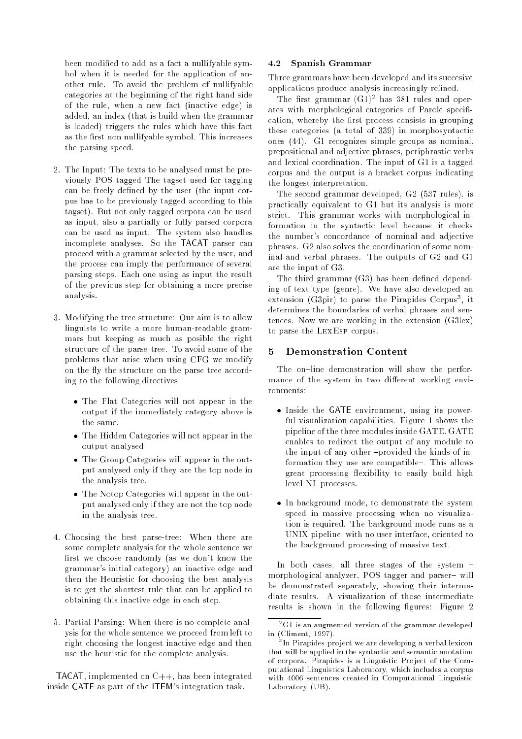been modified to add as a fact a nullifyable symbol when it is needed for the application of another rule. To avoid the problem of nullifyable categories at the beginning of the right hand side of the rule, when a new fact (inactive edge) is added, an index (that is build when the grammar is loaded) triggers the rules which have this fact as the first non nullifyable symbol. This increases the parsing speed.

2. The Input: The texts to be analysed must be previously POS tagged The tagset used for tagging can be freely defined by the user (the input corpus has to be previously tagged according to this tagset). But not only tagged corpora can be used as input, also a partially or fully parsed corpora can be used as input. The system also handles incomplete analyses. So the TACAT parser can proceed with a grammar selected by the user, and the process can imply the performance of several parsing steps. Each one using as input the result of the previous step for obtaining a more precise analysis.

3. Modifying the tree structure: Our aim is to allow linguists to write a more human-readable grammars but keeping as much as posible the right structure of the parse tree. To avoid some of the problems that arise when using CFG we modify on the fly the structure on the parse tree according to the following directives.

   - The Flat Categories will not appear in the output if the immediately category above is the same.
   - The Hidden Categories will not appear in the output analysed.
   - The Group Categories will appear in the output analysed only if they are the top node in the analysis tree.
   - The Notop Categories will appear in the output analysed only if they are not the top node in the analysis tree.

4. Choosing the best parse-tree: When there are some complete analysis for the whole sentence we first we choose randomly (as we don't know the grammar's initial category) an inactive edge and then the Heuristic for choosing the best analysis is to get the shortest rule that can be applied to obtaining this inactive edge in each step.

5. Partial Parsing: When there is no complete analysis for the whole sentence we proceed from left to right choosing the longest inactive edge and then use the heuristic for the complete analysis.

TACAT, implemented on C++, has been integrated inside GATE as part of the ITEM's integration task.

### 4.2 Spanish Grammar

Three grammars have been developed and its succesive applications produce analysis increasingly refined.

The first grammar (G1)[2] has 381 rules and operates with morphological categories of Parole specification, whereby the first process consists in grouping these categories (a total of 339) in morphosyntactic ones (44). G1 recognizes simple groups as nominal, prepositional and adjective phrases, periphrastic verbs and lexical coordination. The input of G1 is a tagged corpus and the output is a bracket corpus indicating the longest interpretation.

The second grammar developed, G2 (537 rules), is practically equivalent to G1 but its analysis is more strict. This grammar works with morphological information in the syntactic level because it checks the number's concordance of nominal and adjective phrases. G2 also solves the coordination of some nominal and verbal phrases. The outputs of G2 and G1 are the input of G3.

The third grammar (G3) has been defined depending of text type (genre). We have also developed an extension (G3pir) to parse the Pirapides Corpus[3], it determines the boundaries of verbal phrases and sentences. Now we are working in the extension (G3lex) to parse the LexEsp corpus.

## 5 Demonstration Content

The on–line demonstration will show the performance of the system in two different working environments:

- Inside the GATE environment, using its powerful visualization capabilities. Figure 1 shows the pipeline of the three modules inside GATE. GATE enables to redirect the output of any module to the input of any other –provided the kinds of information they use are compatible–. This allows great processing flexibility to easily build high level NL processes.
- In background mode, to demonstrate the system speed in massive processing when no visualization is required. The background mode runs as a UNIX pipeline, with no user interface, oriented to the background processing of massive text.

In both cases, all three stages of the system – morphological analyzer, POS tagger and parser– will be demonstrated separately, showing their intermadiate results. A visualization of those intermediate results is shown in the following figures: Figure 2

[2] G1 is an augmented version of the grammar developed in (Climent, 1997).

[3] In Pirapides project we are developing a verbal lexicon that will be applied in the syntactic and semantic anotation of corpora. Pirapides is a Linguistic Project of the Computational Linguistics Laboratory, which includes a corpus with 4006 sentences created in Computational Linguistic Laboratory (UB).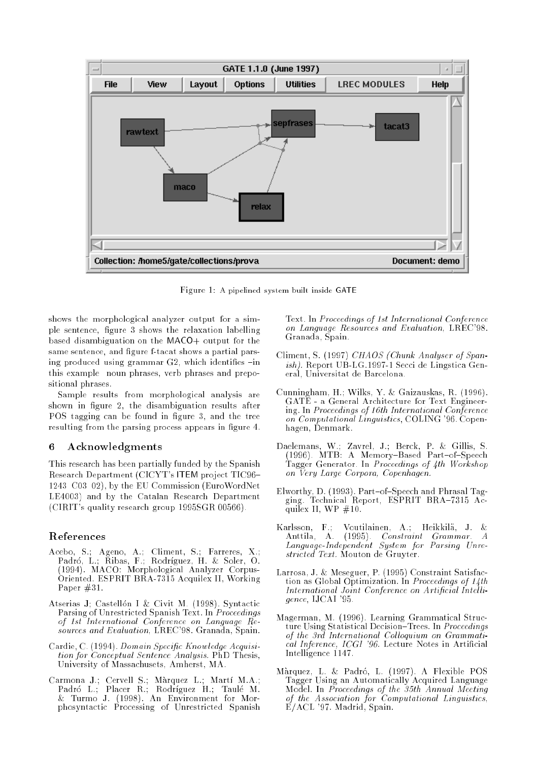Figure 1: A pipelined system built inside GATE

shows the morphological analyzer output for a simple sentence, figure 3 shows the relaxation labelling based disambiguation on the MACO+ output for the same sentence, and figure f-tacat shows a partial parsing produced using grammar G2, which identifies –in this example noun phrases, verb phrases and prepositional phrases.

Sample results from morphological analysis are shown in figure 2, the disambiguation results after POS tagging can be found in figure 3, and the tree resulting from the parsing process appears in figure 4.

## 6 Acknowledgments

This research has been partially funded by the Spanish Research Department (CICYT's ITEM project TIC96–1243 C03 02), by the EU Commission (EuroWordNet LE4003) and by the Catalan Research Department (CIRIT's quality research group 1995SGR 00566).

## References

Acebo, S.; Ageno, A.; Climent, S.; Farreres, X.; Padró, L.; Ribas, F.; Rodríguez, H. & Soler, O. (1994). MACO: Morphological Analyzer Corpus-Oriented. ESPRIT BRA-7315 Acquilex II, Working Paper #31.

Atserias J; Castellón I & Civit M. (1998). Syntactic Parsing of Unrestricted Spanish Text. In *Proceedings of 1st International Conference on Language Resources and Evaluation*, LREC'98. Granada, Spain.

Cardie, C. (1994). *Domain Specific Knowledge Acquisition for Conceptual Sentence Analysis.* PhD Thesis, University of Massachusets, Amherst, MA.

Carmona J.; Cervell S.; Màrquez L.; Martí M.A.; Padró L.; Placer R.; Rodríguez H.; Taulé M. & Turmo J. (1998). An Environment for Morphosyntactic Processing of Unrestricted Spanish Text. In *Proceedings of 1st International Conference on Language Resources and Evaluation*, LREC'98. Granada, Spain.

Climent, S. (1997) *CHAOS (Chunk Analyser of Spanish).* Report UB-LG.1997-1 Secci de Lingstica General, Universitat de Barcelona.

Cunningham, H.; Wilks, Y. & Gaizauskas, R. (1996). GATE - a General Architecture for Text Engineering. In *Proceedings of 16th International Conference on Computational Linguistics*, COLING '96. Copenhagen, Denmark.

Daelemans, W.; Zavrel, J.; Berck, P. & Gillis, S. (1996). MTB: A Memory–Based Part–of–Speech Tagger Generator. In *Proceedings of 4th Workshop on Very Large Corpora, Copenhagen.*

Elworthy, D. (1993). Part–of–Speech and Phrasal Tagging. Technical Report, ESPRIT BRA–7315 Acquilex II, WP #10.

Karlsson, F.; Voutilainen, A.; Heikkilä, J. & Anttila, A. (1995). *Constraint Grammar. A Language-Independent System for Parsing Unrestricted Text.* Mouton de Gruyter.

Larrosa, J. & Meseguer, P. (1995) Constraint Satisfaction as Global Optimization. In *Proceedings of 14th International Joint Conference on Artificial Intelligence*, IJCAI '95.

Magerman, M. (1996). Learning Grammatical Structure Using Statistical Decision–Trees. In *Proceedings of the 3rd International Colloquium on Grammatical Inference, ICGI '96.* Lecture Notes in Artificial Intelligence 1147.

Màrquez, L. & Padró, L. (1997). A Flexible POS Tagger Using an Automatically Acquired Language Model. In *Proceedings of the 35th Annual Meeting of the Association for Computational Linguistics*, E/ACL '97. Madrid, Spain.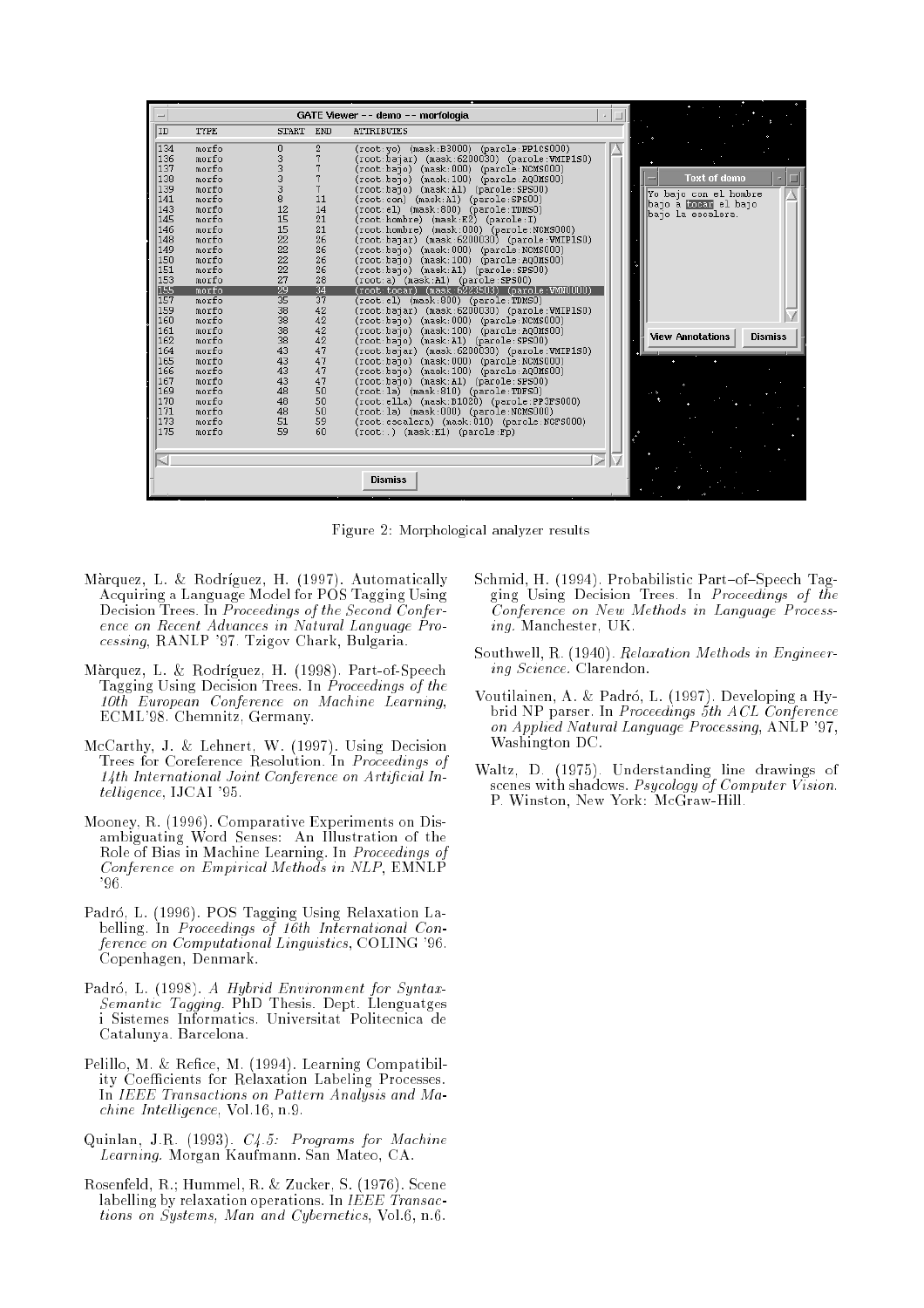Figure 2: Morphological analyzer results

Màrquez, L. & Rodríguez, H. (1997). Automatically Acquiring a Language Model for POS Tagging Using Decision Trees. In *Proceedings of the Second Conference on Recent Advances in Natural Language Processing*, RANLP '97. Tzigov Chark, Bulgaria.

Màrquez, L. & Rodríguez, H. (1998). Part-of-Speech Tagging Using Decision Trees. In *Proceedings of the 10th European Conference on Machine Learning*, ECML'98. Chemnitz, Germany.

McCarthy, J. & Lehnert, W. (1997). Using Decision Trees for Coreference Resolution. In *Proceedings of 14th International Joint Conference on Artificial Intelligence*, IJCAI '95.

Mooney, R. (1996). Comparative Experiments on Disambiguating Word Senses: An Illustration of the Role of Bias in Machine Learning. In *Proceedings of Conference on Empirical Methods in NLP*, EMNLP '96.

Padró, L. (1996). POS Tagging Using Relaxation Labelling. In *Proceedings of 16th International Conference on Computational Linguistics*, COLING '96. Copenhagen, Denmark.

Padró, L. (1998). *A Hybrid Environment for Syntax-Semantic Tagging*. PhD Thesis. Dept. Llenguatges i Sistemes Informatics. Universitat Politecnica de Catalunya. Barcelona.

Pelillo, M. & Refice, M. (1994). Learning Compatibility Coefficients for Relaxation Labeling Processes. In *IEEE Transactions on Pattern Analysis and Machine Intelligence*, Vol.16, n.9.

Quinlan, J.R. (1993). *C4.5: Programs for Machine Learning*. Morgan Kaufmann. San Mateo, CA.

Rosenfeld, R.; Hummel, R. & Zucker, S. (1976). Scene labelling by relaxation operations. In *IEEE Transactions on Systems, Man and Cybernetics*, Vol.6, n.6.

Schmid, H. (1994). Probabilistic Part–of–Speech Tagging Using Decision Trees. In *Proceedings of the Conference on New Methods in Language Processing*. Manchester, UK.

Southwell, R. (1940). *Relaxation Methods in Engineering Science*. Clarendon.

Voutilainen, A. & Padró, L. (1997). Developing a Hybrid NP parser. In *Proceedings 5th ACL Conference on Applied Natural Language Processing*, ANLP '97, Washington DC.

Waltz, D. (1975). Understanding line drawings of scenes with shadows. *Psycology of Computer Vision*. P. Winston, New York: McGraw-Hill.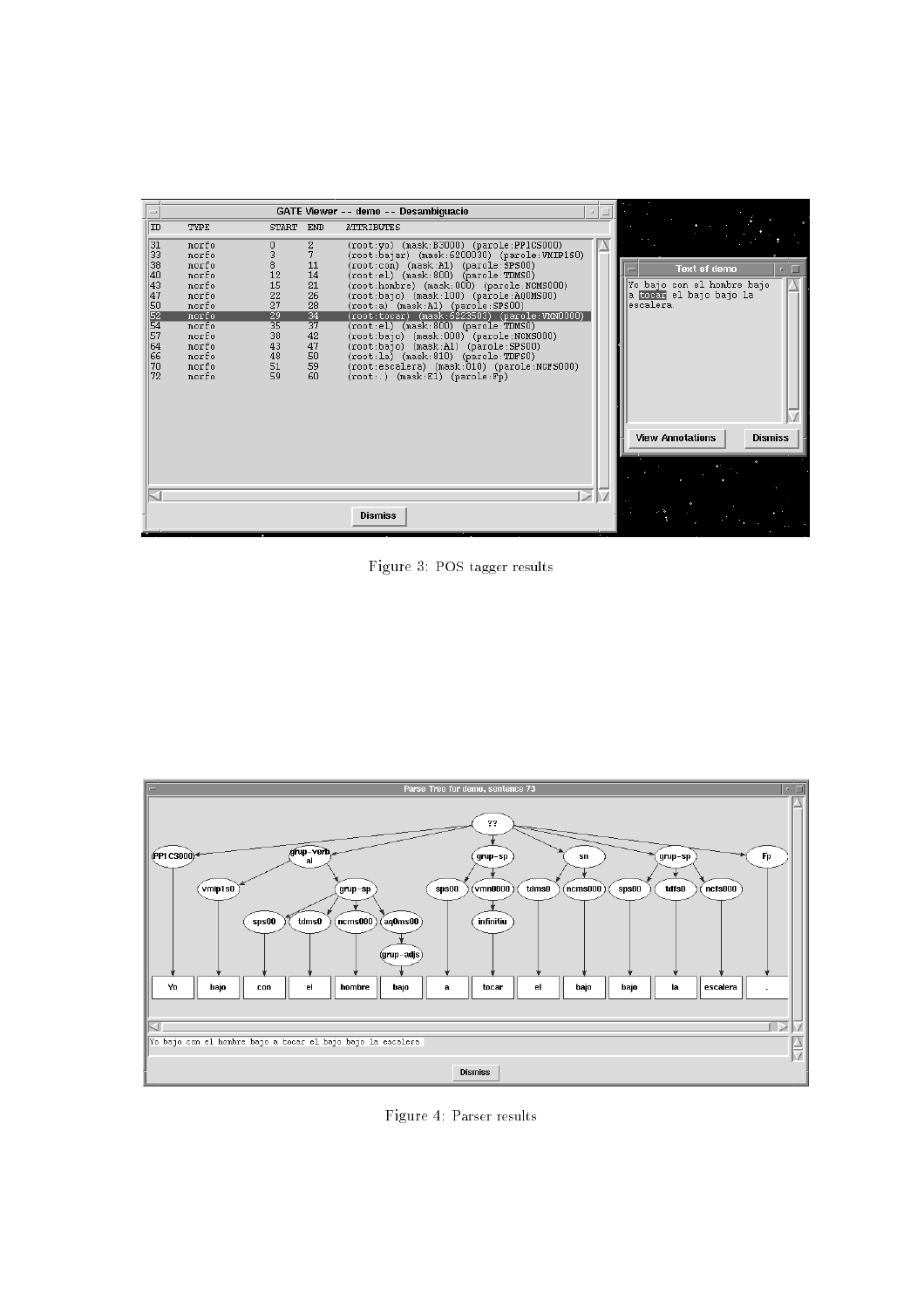Figure 3: POS tagger results

Figure 4: Parser results